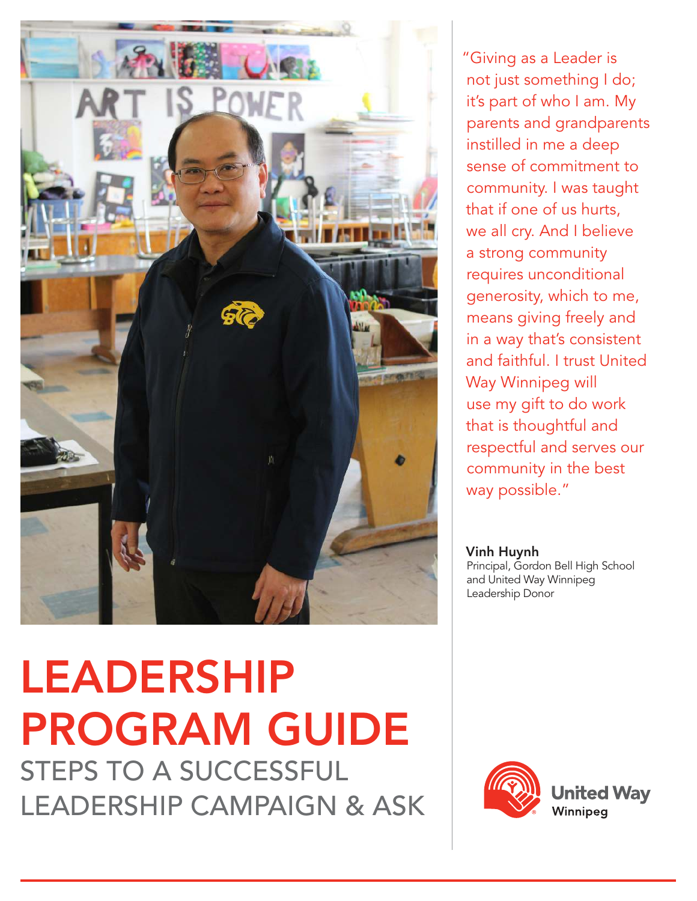# LEADERSHIP PROGRAM GUIDE

## STEPS TO A SUCCESSFUL LEADERSHIP CAMPAIGN & ASK

"Giving as a Leader is not just something I do; it's part of who I am. My parents and grandparents instilled in me a deep sense of commitment to community. I was taught that if one of us hurts, we all cry. And I believe a strong community requires unconditional generosity, which to me, means giving freely and in a way that's consistent and faithful. I trust United Way Winnipeg will use my gift to do work that is thoughtful and respectful and serves our community in the best way possible."

**Vinh Huynh**
Principal, Gordon Bell High School and United Way Winnipeg Leadership Donor

United Way Winnipeg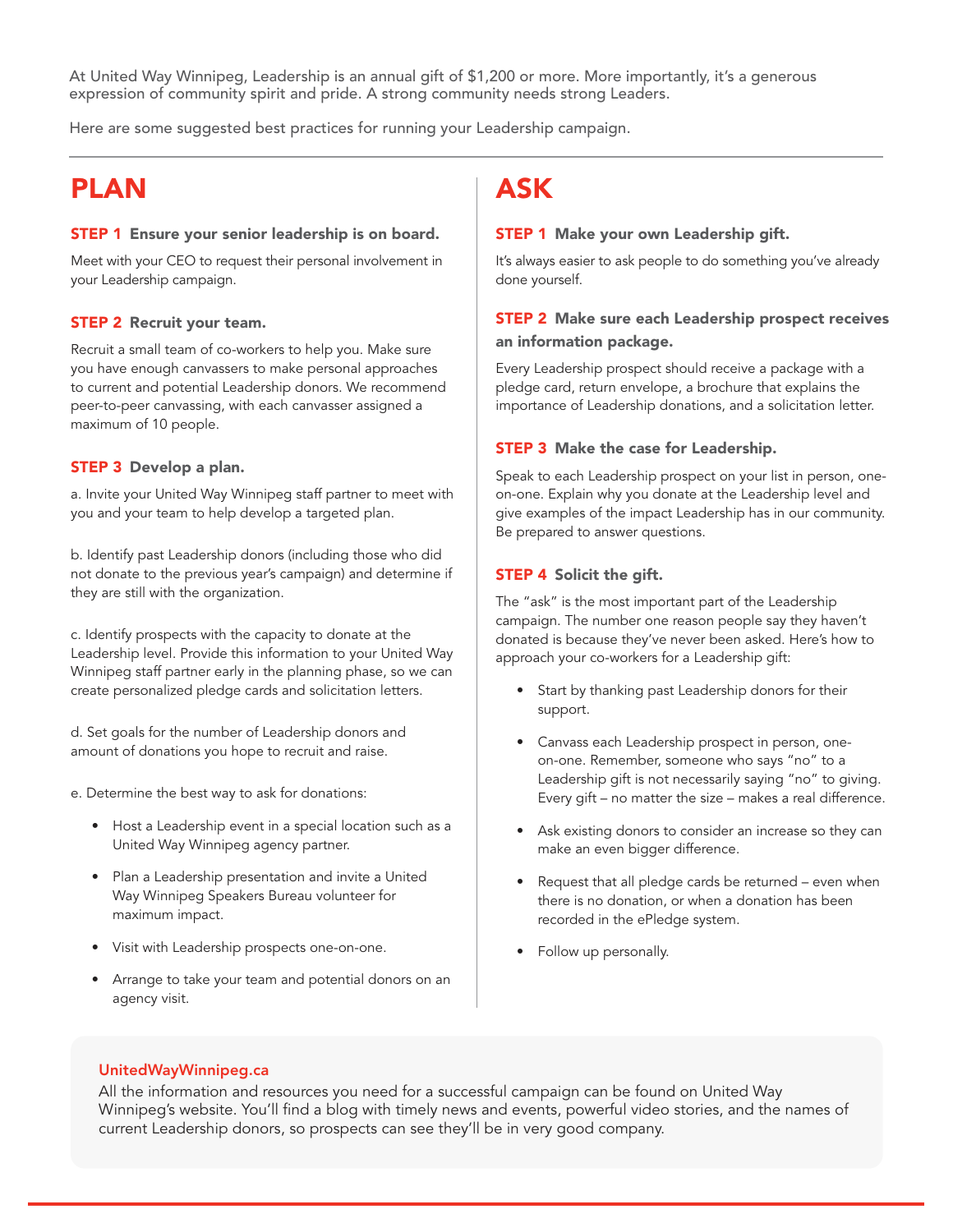At United Way Winnipeg, Leadership is an annual gift of $1,200 or more. More importantly, it's a generous expression of community spirit and pride. A strong community needs strong Leaders.

Here are some suggested best practices for running your Leadership campaign.

---

# PLAN

### STEP 1 Ensure your senior leadership is on board.

Meet with your CEO to request their personal involvement in your Leadership campaign.

### STEP 2 Recruit your team.

Recruit a small team of co-workers to help you. Make sure you have enough canvassers to make personal approaches to current and potential Leadership donors. We recommend peer-to-peer canvassing, with each canvasser assigned a maximum of 10 people.

### STEP 3 Develop a plan.

a. Invite your United Way Winnipeg staff partner to meet with you and your team to help develop a targeted plan.

b. Identify past Leadership donors (including those who did not donate to the previous year's campaign) and determine if they are still with the organization.

c. Identify prospects with the capacity to donate at the Leadership level. Provide this information to your United Way Winnipeg staff partner early in the planning phase, so we can create personalized pledge cards and solicitation letters.

d. Set goals for the number of Leadership donors and amount of donations you hope to recruit and raise.

e. Determine the best way to ask for donations:

- Host a Leadership event in a special location such as a United Way Winnipeg agency partner.
- Plan a Leadership presentation and invite a United Way Winnipeg Speakers Bureau volunteer for maximum impact.
- Visit with Leadership prospects one-on-one.
- Arrange to take your team and potential donors on an agency visit.

# ASK

### STEP 1 Make your own Leadership gift.

It's always easier to ask people to do something you've already done yourself.

### STEP 2 Make sure each Leadership prospect receives an information package.

Every Leadership prospect should receive a package with a pledge card, return envelope, a brochure that explains the importance of Leadership donations, and a solicitation letter.

### STEP 3 Make the case for Leadership.

Speak to each Leadership prospect on your list in person, one-on-one. Explain why you donate at the Leadership level and give examples of the impact Leadership has in our community. Be prepared to answer questions.

### STEP 4 Solicit the gift.

The "ask" is the most important part of the Leadership campaign. The number one reason people say they haven't donated is because they've never been asked. Here's how to approach your co-workers for a Leadership gift:

- Start by thanking past Leadership donors for their support.
- Canvass each Leadership prospect in person, one-on-one. Remember, someone who says "no" to a Leadership gift is not necessarily saying "no" to giving. Every gift – no matter the size – makes a real difference.
- Ask existing donors to consider an increase so they can make an even bigger difference.
- Request that all pledge cards be returned – even when there is no donation, or when a donation has been recorded in the ePledge system.
- Follow up personally.

**UnitedWayWinnipeg.ca**

All the information and resources you need for a successful campaign can be found on United Way Winnipeg's website. You'll find a blog with timely news and events, powerful video stories, and the names of current Leadership donors, so prospects can see they'll be in very good company.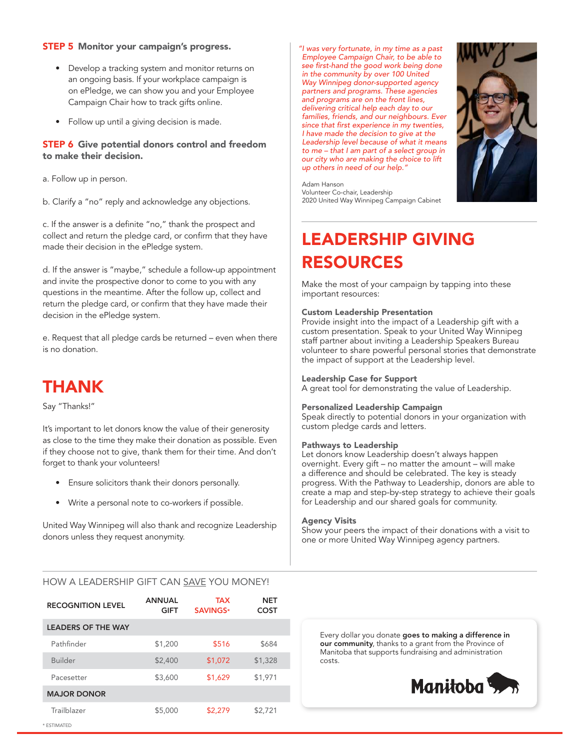**STEP 5** **Monitor your campaign's progress.**

- Develop a tracking system and monitor returns on an ongoing basis. If your workplace campaign is on ePledge, we can show you and your Employee Campaign Chair how to track gifts online.
- Follow up until a giving decision is made.

**STEP 6** **Give potential donors control and freedom to make their decision.**

a. Follow up in person.

b. Clarify a "no" reply and acknowledge any objections.

c. If the answer is a definite "no," thank the prospect and collect and return the pledge card, or confirm that they have made their decision in the ePledge system.

d. If the answer is "maybe," schedule a follow-up appointment and invite the prospective donor to come to you with any questions in the meantime. After the follow up, collect and return the pledge card, or confirm that they have made their decision in the ePledge system.

e. Request that all pledge cards be returned – even when there is no donation.

# THANK

Say "Thanks!"

It's important to let donors know the value of their generosity as close to the time they make their donation as possible. Even if they choose not to give, thank them for their time. And don't forget to thank your volunteers!

- Ensure solicitors thank their donors personally.
- Write a personal note to co-workers if possible.

United Way Winnipeg will also thank and recognize Leadership donors unless they request anonymity.

*"I was very fortunate, in my time as a past Employee Campaign Chair, to be able to see first-hand the good work being done in the community by over 100 United Way Winnipeg donor-supported agency partners and programs. These agencies and programs are on the front lines, delivering critical help each day to our families, friends, and our neighbours. Ever since that first experience in my twenties, I have made the decision to give at the Leadership level because of what it means to me – that I am part of a select group in our city who are making the choice to lift up others in need of our help."*

Adam Hanson
Volunteer Co-chair, Leadership
2020 United Way Winnipeg Campaign Cabinet

# LEADERSHIP GIVING RESOURCES

Make the most of your campaign by tapping into these important resources:

**Custom Leadership Presentation**
Provide insight into the impact of a Leadership gift with a custom presentation. Speak to your United Way Winnipeg staff partner about inviting a Leadership Speakers Bureau volunteer to share powerful personal stories that demonstrate the impact of support at the Leadership level.

**Leadership Case for Support**
A great tool for demonstrating the value of Leadership.

**Personalized Leadership Campaign**
Speak directly to potential donors in your organization with custom pledge cards and letters.

**Pathways to Leadership**
Let donors know Leadership doesn't always happen overnight. Every gift – no matter the amount – will make a difference and should be celebrated. The key is steady progress. With the Pathway to Leadership, donors are able to create a map and step-by-step strategy to achieve their goals for Leadership and our shared goals for community.

**Agency Visits**
Show your peers the impact of their donations with a visit to one or more United Way Winnipeg agency partners.

## HOW A LEADERSHIP GIFT CAN SAVE YOU MONEY!

| RECOGNITION LEVEL | ANNUAL GIFT | TAX SAVINGS* | NET COST |
|---|---|---|---|
| **LEADERS OF THE WAY** | | | |
| Pathfinder | $1,200 | $516 | $684 |
| Builder | $2,400 | $1,072 | $1,328 |
| Pacesetter | $3,600 | $1,629 | $1,971 |
| **MAJOR DONOR** | | | |
| Trailblazer | $5,000 | $2,279 | $2,721 |

* ESTIMATED

Every dollar you donate **goes to making a difference in our community**, thanks to a grant from the Province of Manitoba that supports fundraising and administration costs.

Manitoba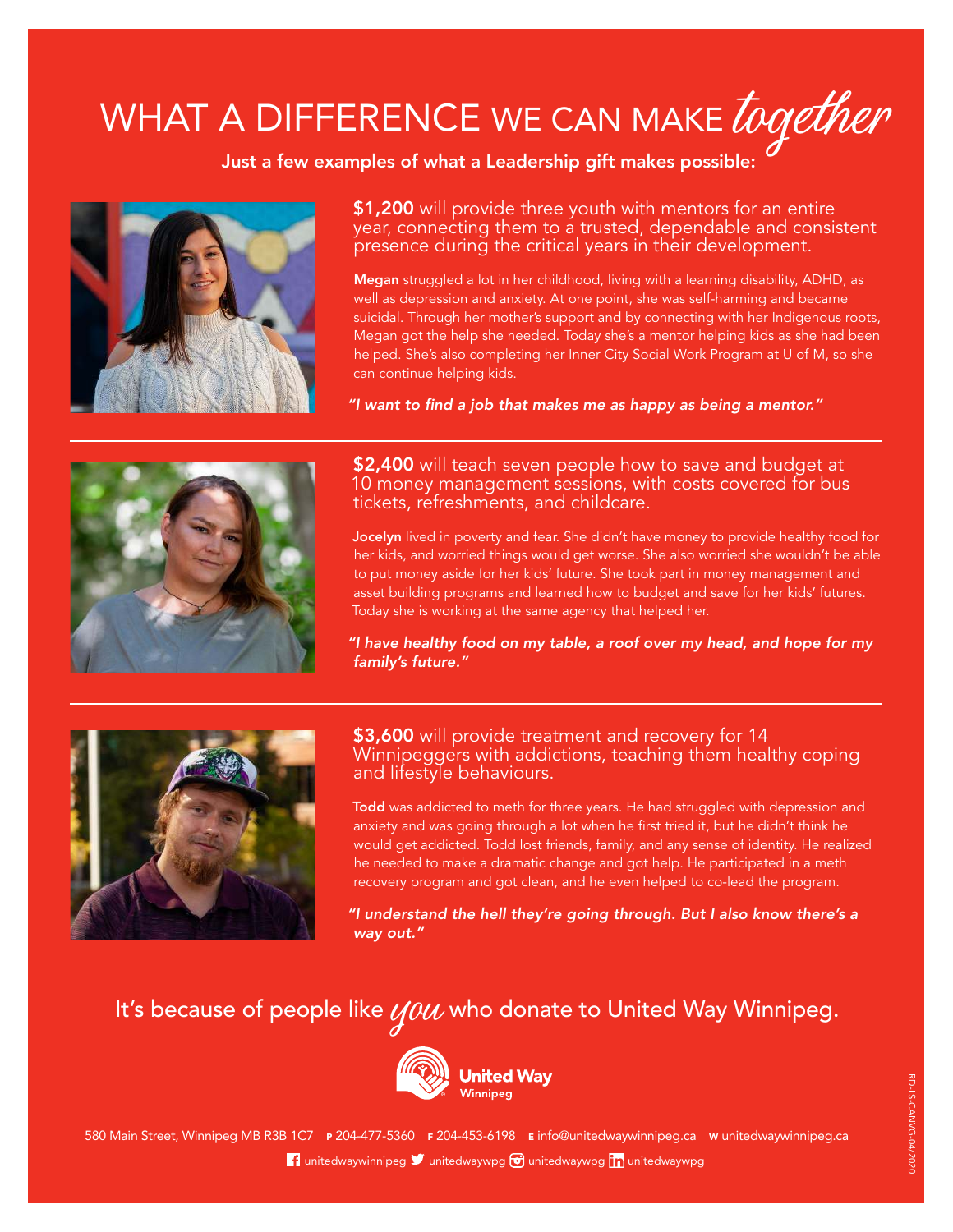# WHAT A DIFFERENCE WE CAN MAKE *together*

**Just a few examples of what a Leadership gift makes possible:**

**$1,200** will provide three youth with mentors for an entire year, connecting them to a trusted, dependable and consistent presence during the critical years in their development.

**Megan** struggled a lot in her childhood, living with a learning disability, ADHD, as well as depression and anxiety. At one point, she was self-harming and became suicidal. Through her mother's support and by connecting with her Indigenous roots, Megan got the help she needed. Today she's a mentor helping kids as she had been helped. She's also completing her Inner City Social Work Program at U of M, so she can continue helping kids.

***"I want to find a job that makes me as happy as being a mentor."***

---

**$2,400** will teach seven people how to save and budget at 10 money management sessions, with costs covered for bus tickets, refreshments, and childcare.

**Jocelyn** lived in poverty and fear. She didn't have money to provide healthy food for her kids, and worried things would get worse. She also worried she wouldn't be able to put money aside for her kids' future. She took part in money management and asset building programs and learned how to budget and save for her kids' futures. Today she is working at the same agency that helped her.

***"I have healthy food on my table, a roof over my head, and hope for my family's future."***

---

**$3,600** will provide treatment and recovery for 14 Winnipeggers with addictions, teaching them healthy coping and lifestyle behaviours.

**Todd** was addicted to meth for three years. He had struggled with depression and anxiety and was going through a lot when he first tried it, but he didn't think he would get addicted. Todd lost friends, family, and any sense of identity. He realized he needed to make a dramatic change and got help. He participated in a meth recovery program and got clean, and he even helped to co-lead the program.

***"I understand the hell they're going through. But I also know there's a way out."***

It's because of people like *you* who donate to United Way Winnipeg.

**United Way** Winnipeg

580 Main Street, Winnipeg MB R3B 1C7 **P** 204-477-5360 **F** 204-453-6198 **E** info@unitedwaywinnipeg.ca **W** unitedwaywinnipeg.ca

unitedwaywinnipeg unitedwaywpg unitedwaywpg unitedwaywpg

RD-LS-CANVG-04/2020